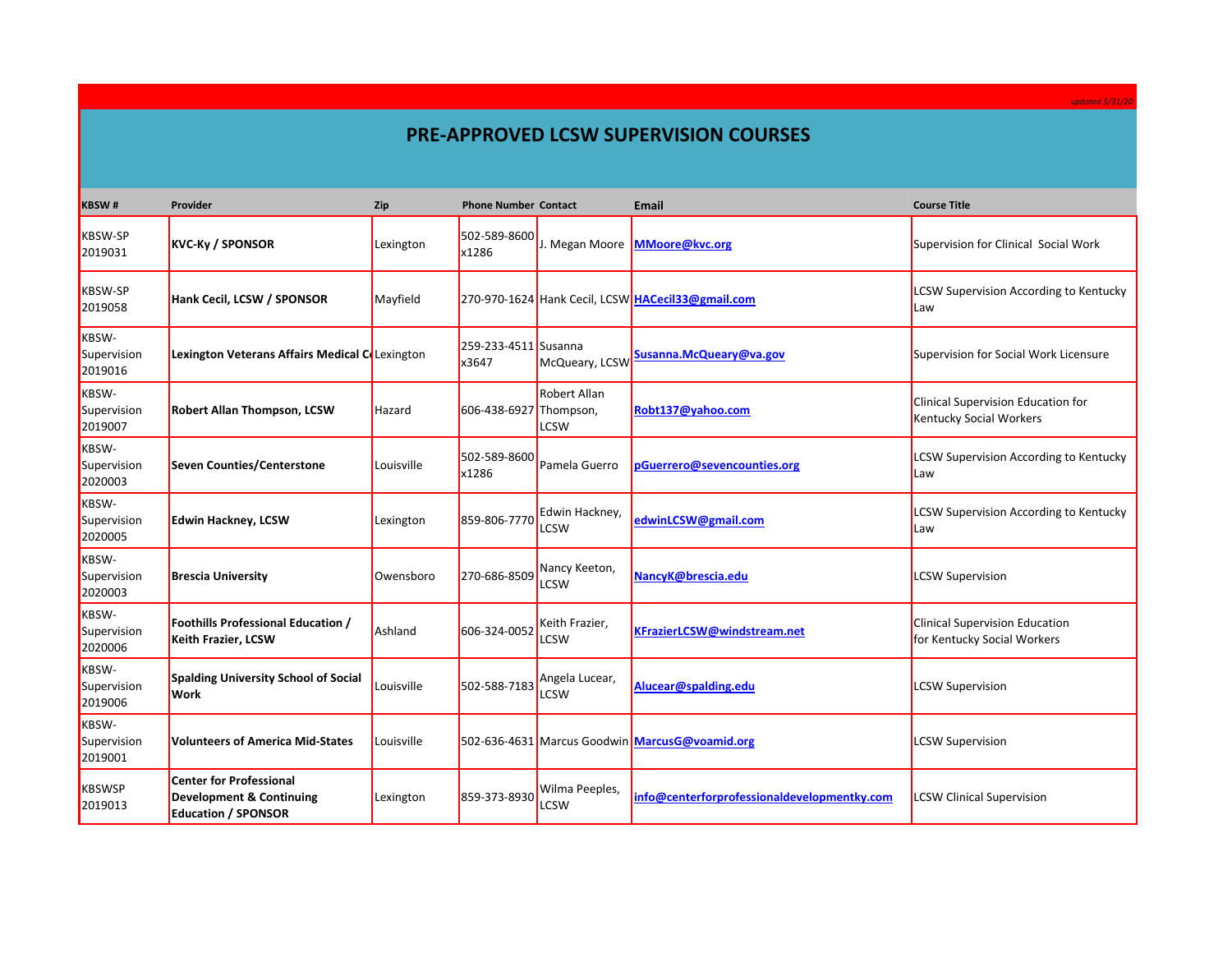*updated 5/31/20*

# PRE-APPROVED LCSW SUPERVISION COURSES

| KBSW # | Provider | Zip | Phone Number | Contact | Email | Course Title |
|---|---|---|---|---|---|---|
| KBSW-SP 2019031 | **KVC-Ky / SPONSOR** | Lexington | 502-589-8600 x1286 | J. Megan Moore | MMoore@kvc.org | Supervision for Clinical Social Work |
| KBSW-SP 2019058 | **Hank Cecil, LCSW / SPONSOR** | Mayfield | 270-970-1624 | Hank Cecil, LCSW | HACecil33@gmail.com | LCSW Supervision According to Kentucky Law |
| KBSW-Supervision 2019016 | **Lexington Veterans Affairs Medical Ce** | Lexington | 259-233-4511 x3647 | Susanna McQueary, LCSW | Susanna.McQueary@va.gov | Supervision for Social Work Licensure |
| KBSW-Supervision 2019007 | **Robert Allan Thompson, LCSW** | Hazard | 606-438-6927 | Robert Allan Thompson, LCSW | Robt137@yahoo.com | Clinical Supervision Education for Kentucky Social Workers |
| KBSW-Supervision 2020003 | **Seven Counties/Centerstone** | Louisville | 502-589-8600 x1286 | Pamela Guerro | pGuerrero@sevencounties.org | LCSW Supervision According to Kentucky Law |
| KBSW-Supervision 2020005 | **Edwin Hackney, LCSW** | Lexington | 859-806-7770 | Edwin Hackney, LCSW | edwinLCSW@gmail.com | LCSW Supervision According to Kentucky Law |
| KBSW-Supervision 2020003 | **Brescia University** | Owensboro | 270-686-8509 | Nancy Keeton, LCSW | NancyK@brescia.edu | LCSW Supervision |
| KBSW-Supervision 2020006 | **Foothills Professional Education / Keith Frazier, LCSW** | Ashland | 606-324-0052 | Keith Frazier, LCSW | KFrazierLCSW@windstream.net | Clinical Supervision Education for Kentucky Social Workers |
| KBSW-Supervision 2019006 | **Spalding University School of Social Work** | Louisville | 502-588-7183 | Angela Lucear, LCSW | Alucear@spalding.edu | LCSW Supervision |
| KBSW-Supervision 2019001 | **Volunteers of America Mid-States** | Louisville | 502-636-4631 | Marcus Goodwin | MarcusG@voamid.org | LCSW Supervision |
| KBSWSP 2019013 | **Center for Professional Development & Continuing Education / SPONSOR** | Lexington | 859-373-8930 | Wilma Peeples, LCSW | info@centerforprofessionaldevelopmentky.com | LCSW Clinical Supervision |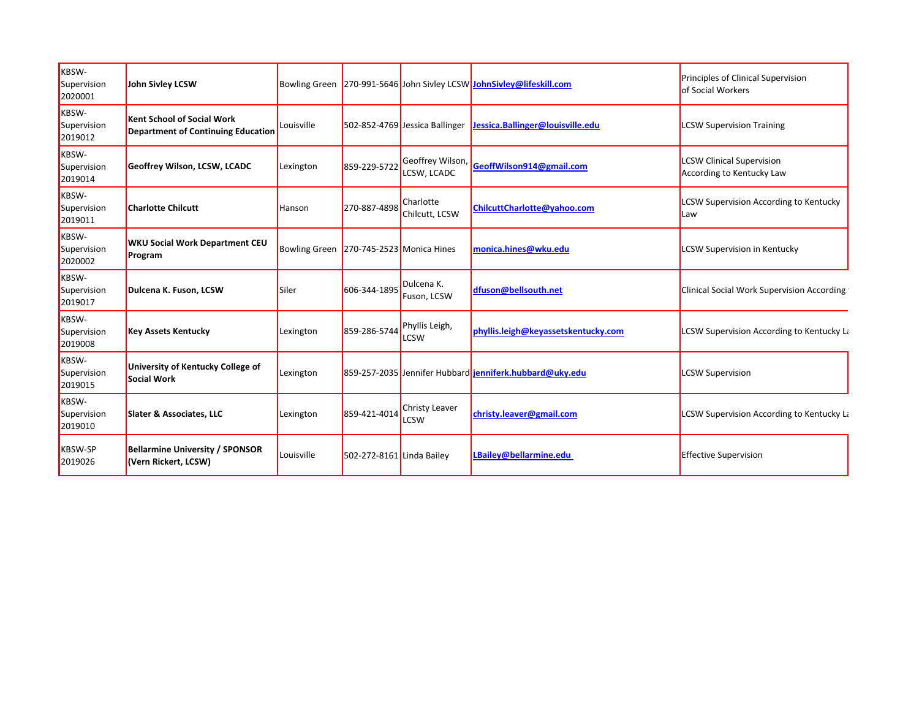| | | | | | | |
|---|---|---|---|---|---|---|
| KBSW-Supervision 2020001 | **John Sivley LCSW** | Bowling Green | 270-991-5646 | John Sivley LCSW | **JohnSivley@lifeskill.com** | Principles of Clinical Supervision of Social Workers |
| KBSW-Supervision 2019012 | **Kent School of Social Work Department of Continuing Education** | Louisville | 502-852-4769 | Jessica Ballinger | **Jessica.Ballinger@louisville.edu** | LCSW Supervision Training |
| KBSW-Supervision 2019014 | **Geoffrey Wilson, LCSW, LCADC** | Lexington | 859-229-5722 | Geoffrey Wilson, LCSW, LCADC | **GeoffWilson914@gmail.com** | LCSW Clinical Supervision According to Kentucky Law |
| KBSW-Supervision 2019011 | **Charlotte Chilcutt** | Hanson | 270-887-4898 | Charlotte Chilcutt, LCSW | **ChilcuttCharlotte@yahoo.com** | LCSW Supervision According to Kentucky Law |
| KBSW-Supervision 2020002 | **WKU Social Work Department CEU Program** | Bowling Green | 270-745-2523 | Monica Hines | **monica.hines@wku.edu** | LCSW Supervision in Kentucky |
| KBSW-Supervision 2019017 | **Dulcena K. Fuson, LCSW** | Siler | 606-344-1895 | Dulcena K. Fuson, LCSW | **dfuson@bellsouth.net** | Clinical Social Work Supervision According |
| KBSW-Supervision 2019008 | **Key Assets Kentucky** | Lexington | 859-286-5744 | Phyllis Leigh, LCSW | **phyllis.leigh@keyassetskentucky.com** | LCSW Supervision According to Kentucky La |
| KBSW-Supervision 2019015 | **University of Kentucky College of Social Work** | Lexington | 859-257-2035 | Jennifer Hubbard | **jenniferk.hubbard@uky.edu** | LCSW Supervision |
| KBSW-Supervision 2019010 | **Slater & Associates, LLC** | Lexington | 859-421-4014 | Christy Leaver LCSW | **christy.leaver@gmail.com** | LCSW Supervision According to Kentucky La |
| KBSW-SP 2019026 | **Bellarmine University / SPONSOR (Vern Rickert, LCSW)** | Louisville | 502-272-8161 | Linda Bailey | **LBailey@bellarmine.edu** | Effective Supervision |